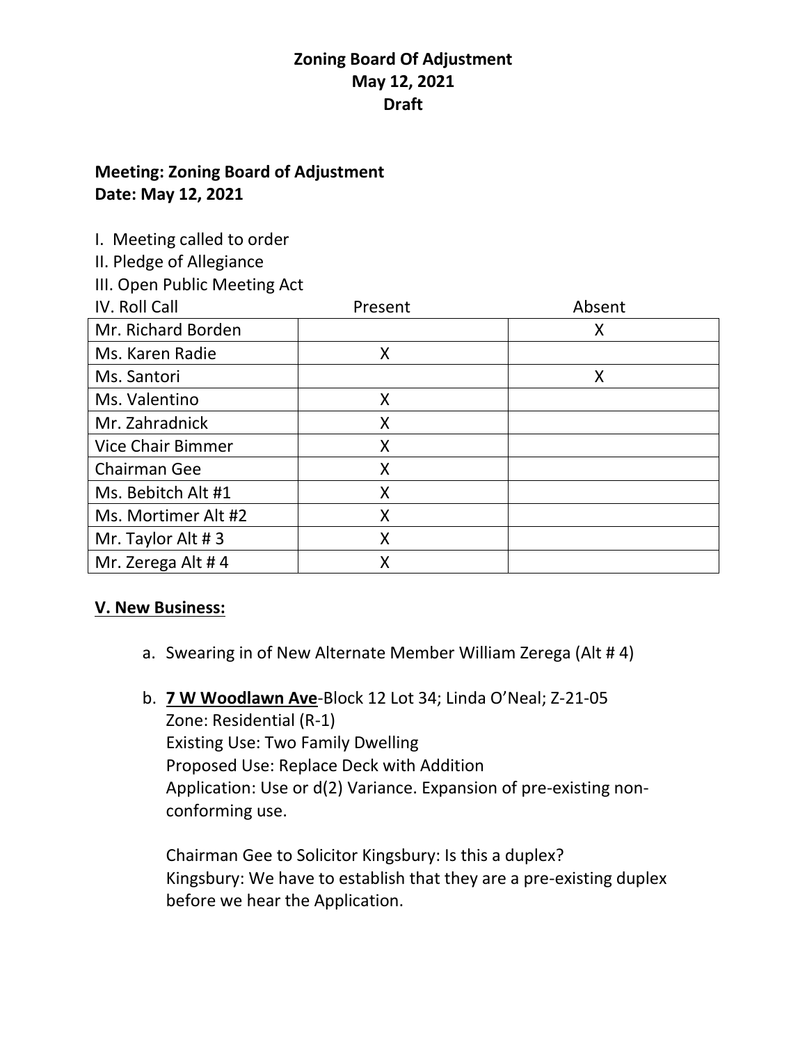**Zoning Board Of Adjustment**
**May 12, 2021**
**Draft**

**Meeting: Zoning Board of Adjustment**
**Date: May 12, 2021**

I. Meeting called to order
II. Pledge of Allegiance
III. Open Public Meeting Act

| IV. Roll Call | Present | Absent |
|---|---|---|
| Mr. Richard Borden | | X |
| Ms. Karen Radie | X | |
| Ms. Santori | | X |
| Ms. Valentino | X | |
| Mr. Zahradnick | X | |
| Vice Chair Bimmer | X | |
| Chairman Gee | X | |
| Ms. Bebitch Alt #1 | X | |
| Ms. Mortimer Alt #2 | X | |
| Mr. Taylor Alt # 3 | X | |
| Mr. Zerega Alt # 4 | X | |

**V. New Business:**

a. Swearing in of New Alternate Member William Zerega (Alt # 4)

b. **7 W Woodlawn Ave**-Block 12 Lot 34; Linda O'Neal; Z-21-05
Zone: Residential (R-1)
Existing Use: Two Family Dwelling
Proposed Use: Replace Deck with Addition
Application: Use or d(2) Variance. Expansion of pre-existing non-conforming use.

Chairman Gee to Solicitor Kingsbury: Is this a duplex?
Kingsbury: We have to establish that they are a pre-existing duplex before we hear the Application.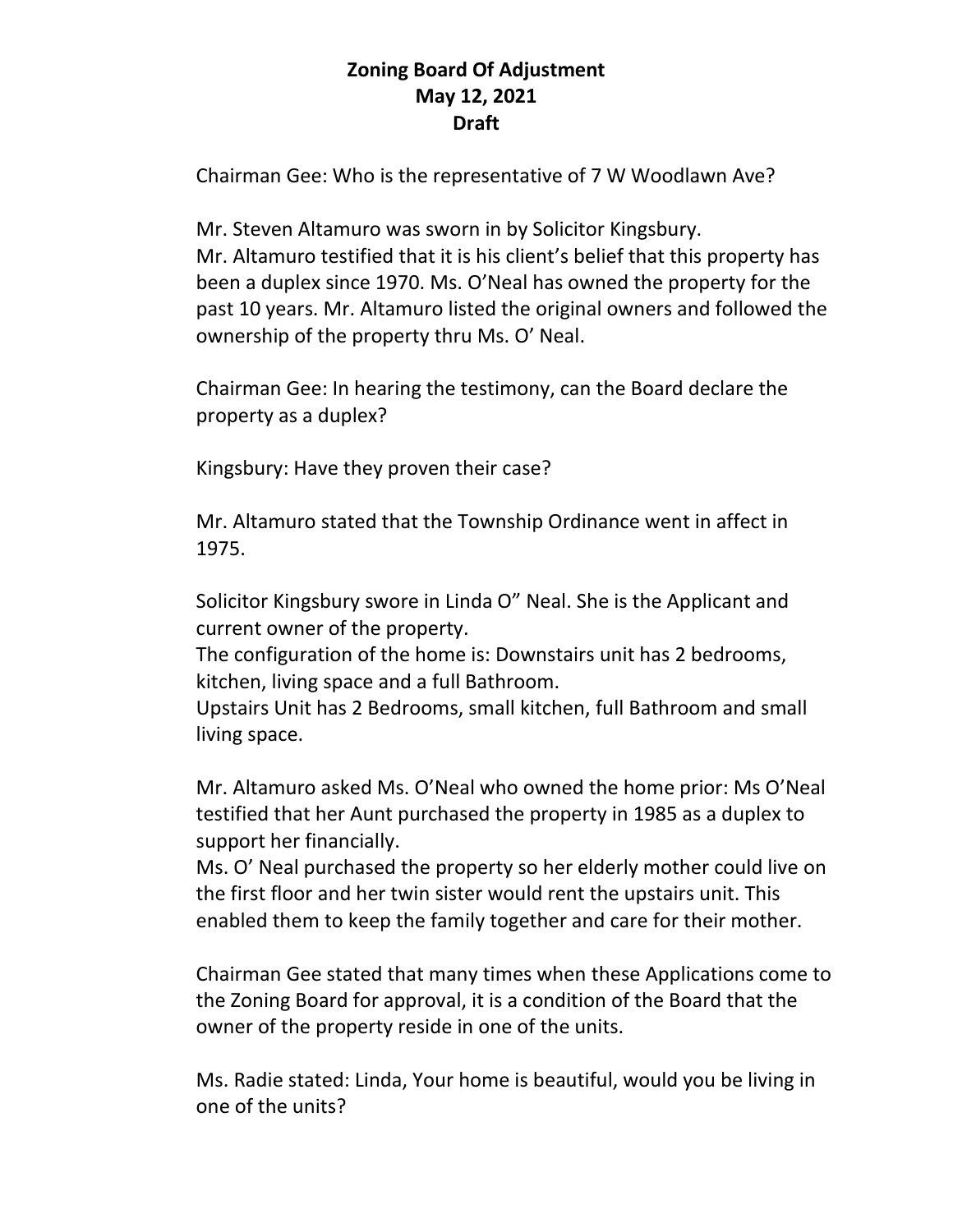**Zoning Board Of Adjustment**
**May 12, 2021**
**Draft**

Chairman Gee: Who is the representative of 7 W Woodlawn Ave?

Mr. Steven Altamuro was sworn in by Solicitor Kingsbury.
Mr. Altamuro testified that it is his client's belief that this property has been a duplex since 1970. Ms. O'Neal has owned the property for the past 10 years. Mr. Altamuro listed the original owners and followed the ownership of the property thru Ms. O' Neal.

Chairman Gee: In hearing the testimony, can the Board declare the property as a duplex?

Kingsbury: Have they proven their case?

Mr. Altamuro stated that the Township Ordinance went in affect in 1975.

Solicitor Kingsbury swore in Linda O" Neal. She is the Applicant and current owner of the property.
The configuration of the home is: Downstairs unit has 2 bedrooms, kitchen, living space and a full Bathroom.
Upstairs Unit has 2 Bedrooms, small kitchen, full Bathroom and small living space.

Mr. Altamuro asked Ms. O'Neal who owned the home prior: Ms O'Neal testified that her Aunt purchased the property in 1985 as a duplex to support her financially.
Ms. O' Neal purchased the property so her elderly mother could live on the first floor and her twin sister would rent the upstairs unit. This enabled them to keep the family together and care for their mother.

Chairman Gee stated that many times when these Applications come to the Zoning Board for approval, it is a condition of the Board that the owner of the property reside in one of the units.

Ms. Radie stated: Linda, Your home is beautiful, would you be living in one of the units?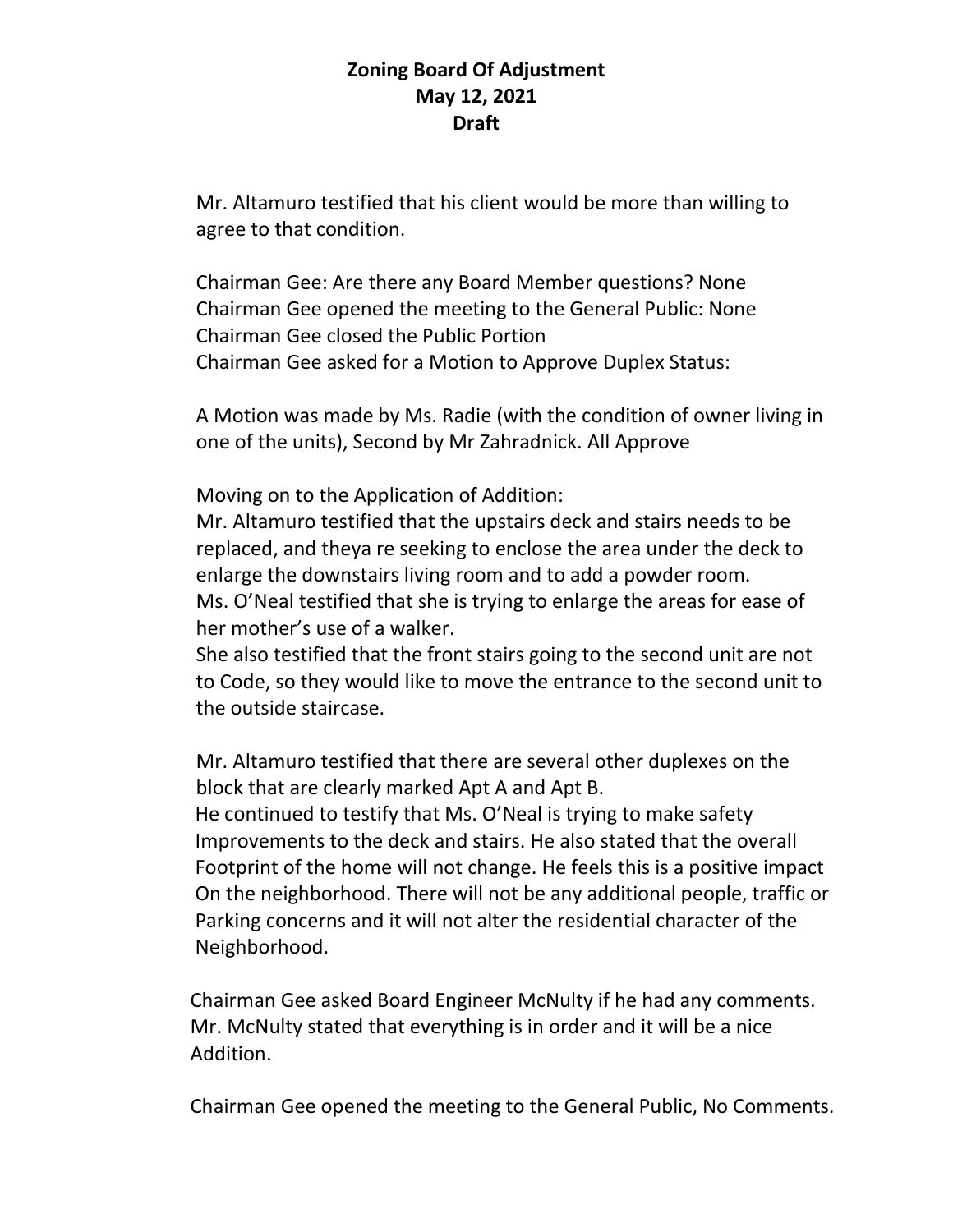**Zoning Board Of Adjustment**
**May 12, 2021**
**Draft**

Mr. Altamuro testified that his client would be more than willing to agree to that condition.

Chairman Gee: Are there any Board Member questions? None
Chairman Gee opened the meeting to the General Public: None
Chairman Gee closed the Public Portion
Chairman Gee asked for a Motion to Approve Duplex Status:

A Motion was made by Ms. Radie (with the condition of owner living in one of the units), Second by Mr Zahradnick. All Approve

Moving on to the Application of Addition:
Mr. Altamuro testified that the upstairs deck and stairs needs to be replaced, and theya re seeking to enclose the area under the deck to enlarge the downstairs living room and to add a powder room.
Ms. O'Neal testified that she is trying to enlarge the areas for ease of her mother's use of a walker.
She also testified that the front stairs going to the second unit are not to Code, so they would like to move the entrance to the second unit to the outside staircase.

Mr. Altamuro testified that there are several other duplexes on the block that are clearly marked Apt A and Apt B.
He continued to testify that Ms. O'Neal is trying to make safety Improvements to the deck and stairs. He also stated that the overall Footprint of the home will not change. He feels this is a positive impact On the neighborhood. There will not be any additional people, traffic or Parking concerns and it will not alter the residential character of the Neighborhood.

Chairman Gee asked Board Engineer McNulty if he had any comments. Mr. McNulty stated that everything is in order and it will be a nice Addition.

Chairman Gee opened the meeting to the General Public, No Comments.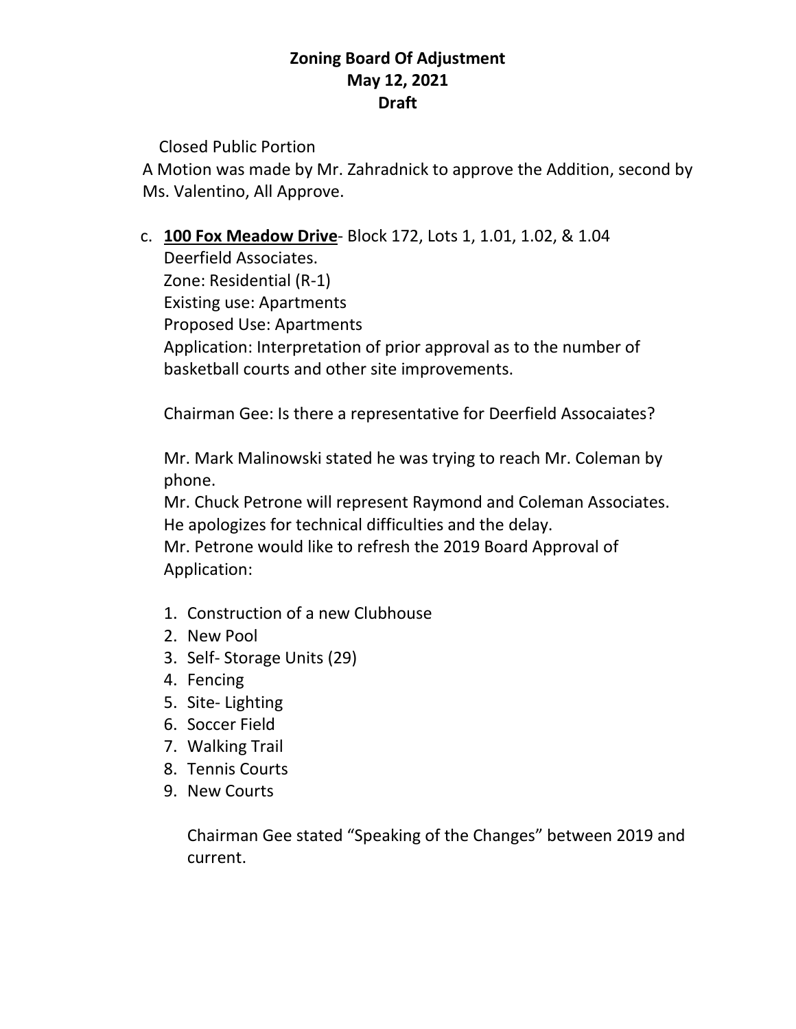**Zoning Board Of Adjustment**
**May 12, 2021**
**Draft**

Closed Public Portion

A Motion was made by Mr. Zahradnick to approve the Addition, second by Ms. Valentino, All Approve.

c. **100 Fox Meadow Drive**- Block 172, Lots 1, 1.01, 1.02, & 1.04
   Deerfield Associates.
   Zone: Residential (R-1)
   Existing use: Apartments
   Proposed Use: Apartments
   Application: Interpretation of prior approval as to the number of basketball courts and other site improvements.

   Chairman Gee: Is there a representative for Deerfield Assocaiates?

   Mr. Mark Malinowski stated he was trying to reach Mr. Coleman by phone.
   Mr. Chuck Petrone will represent Raymond and Coleman Associates.
   He apologizes for technical difficulties and the delay.
   Mr. Petrone would like to refresh the 2019 Board Approval of Application:

   1. Construction of a new Clubhouse
   2. New Pool
   3. Self- Storage Units (29)
   4. Fencing
   5. Site- Lighting
   6. Soccer Field
   7. Walking Trail
   8. Tennis Courts
   9. New Courts

      Chairman Gee stated "Speaking of the Changes" between 2019 and current.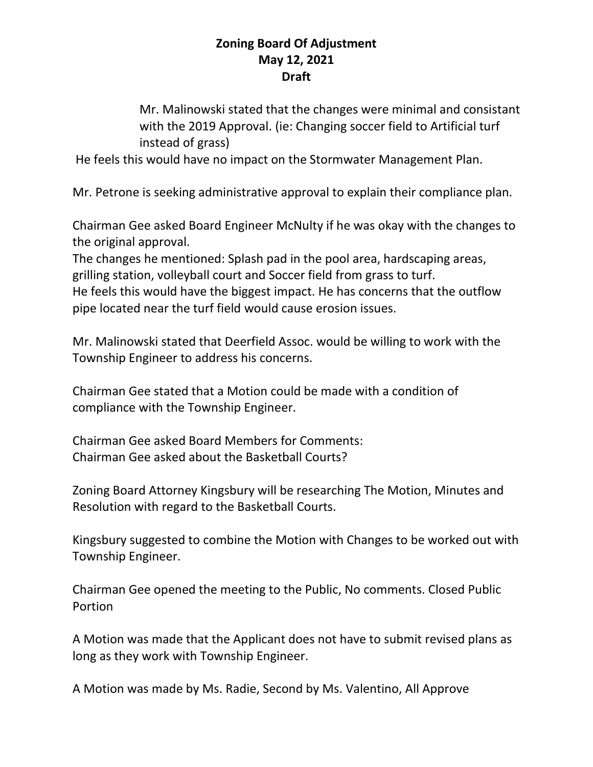**Zoning Board Of Adjustment**
**May 12, 2021**
**Draft**

Mr. Malinowski stated that the changes were minimal and consistant with the 2019 Approval. (ie: Changing soccer field to Artificial turf instead of grass)

He feels this would have no impact on the Stormwater Management Plan.

Mr. Petrone is seeking administrative approval to explain their compliance plan.

Chairman Gee asked Board Engineer McNulty if he was okay with the changes to the original approval.
The changes he mentioned: Splash pad in the pool area, hardscaping areas, grilling station, volleyball court and Soccer field from grass to turf.
He feels this would have the biggest impact. He has concerns that the outflow pipe located near the turf field would cause erosion issues.

Mr. Malinowski stated that Deerfield Assoc. would be willing to work with the Township Engineer to address his concerns.

Chairman Gee stated that a Motion could be made with a condition of compliance with the Township Engineer.

Chairman Gee asked Board Members for Comments:
Chairman Gee asked about the Basketball Courts?

Zoning Board Attorney Kingsbury will be researching The Motion, Minutes and Resolution with regard to the Basketball Courts.

Kingsbury suggested to combine the Motion with Changes to be worked out with Township Engineer.

Chairman Gee opened the meeting to the Public, No comments. Closed Public Portion

A Motion was made that the Applicant does not have to submit revised plans as long as they work with Township Engineer.

A Motion was made by Ms. Radie, Second by Ms. Valentino, All Approve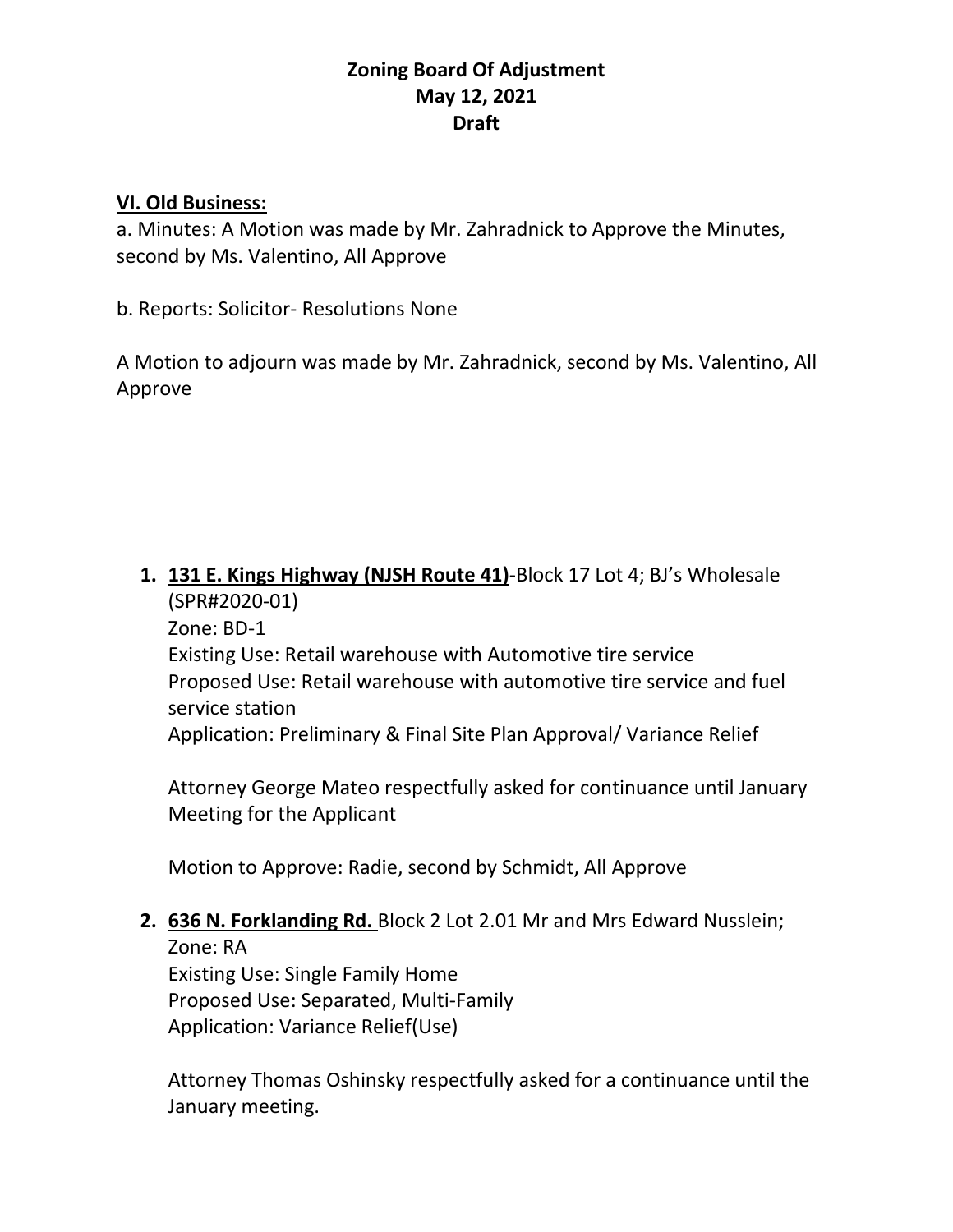# Zoning Board Of Adjustment
## May 12, 2021
## Draft

**VI. Old Business:**

a. Minutes: A Motion was made by Mr. Zahradnick to Approve the Minutes, second by Ms. Valentino, All Approve

b. Reports: Solicitor- Resolutions None

A Motion to adjourn was made by Mr. Zahradnick, second by Ms. Valentino, All Approve

1. **131 E. Kings Highway (NJSH Route 41)**-Block 17 Lot 4; BJ's Wholesale (SPR#2020-01)
   Zone: BD-1
   Existing Use: Retail warehouse with Automotive tire service
   Proposed Use: Retail warehouse with automotive tire service and fuel service station
   Application: Preliminary & Final Site Plan Approval/ Variance Relief

   Attorney George Mateo respectfully asked for continuance until January Meeting for the Applicant

   Motion to Approve: Radie, second by Schmidt, All Approve

2. **636 N. Forklanding Rd.** Block 2 Lot 2.01 Mr and Mrs Edward Nusslein;
   Zone: RA
   Existing Use: Single Family Home
   Proposed Use: Separated, Multi-Family
   Application: Variance Relief(Use)

   Attorney Thomas Oshinsky respectfully asked for a continuance until the January meeting.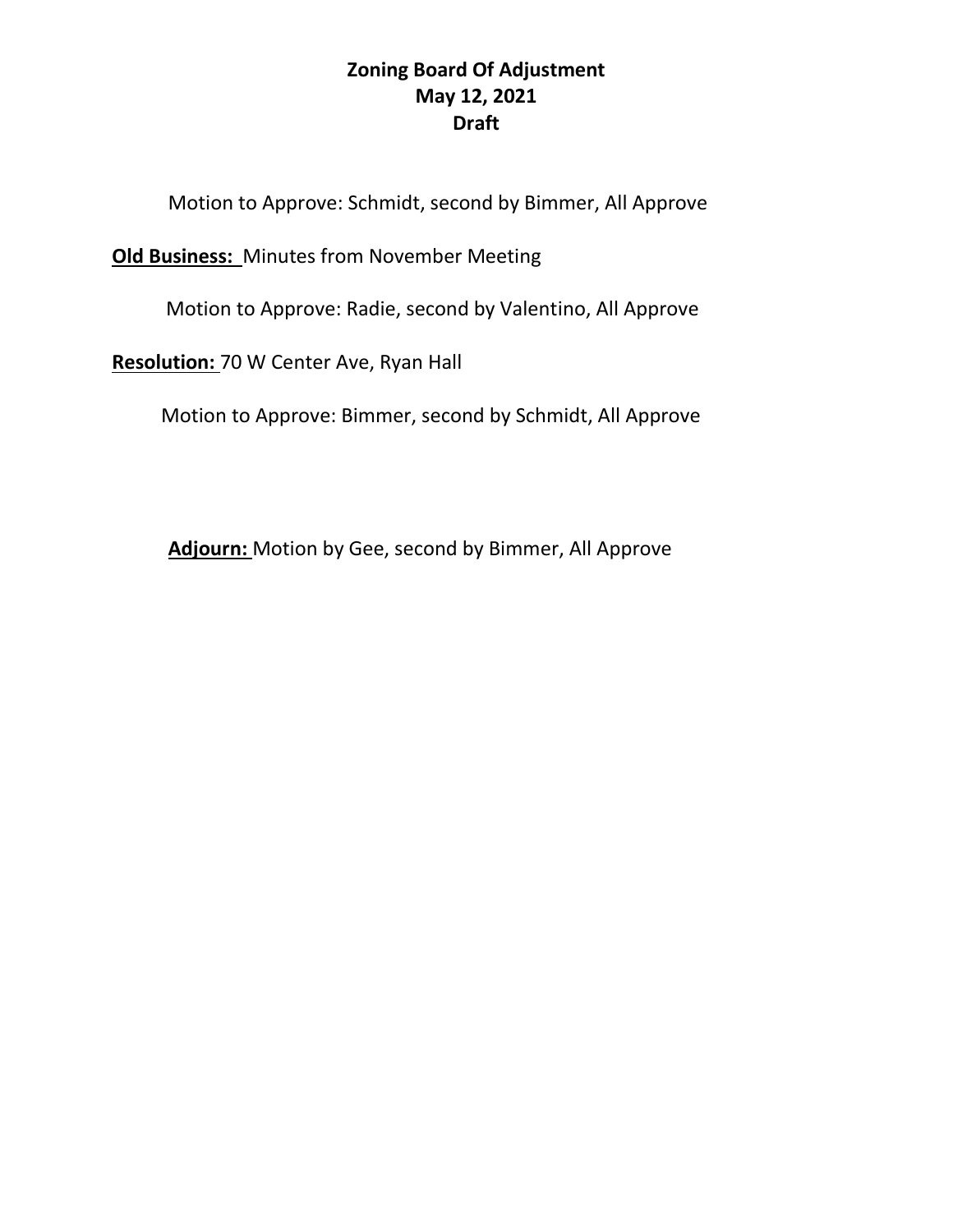**Zoning Board Of Adjustment**
**May 12, 2021**
**Draft**

Motion to Approve: Schmidt, second by Bimmer, All Approve

**Old Business:** Minutes from November Meeting

Motion to Approve: Radie, second by Valentino, All Approve

**Resolution:** 70 W Center Ave, Ryan Hall

Motion to Approve: Bimmer, second by Schmidt, All Approve

**Adjourn:** Motion by Gee, second by Bimmer, All Approve